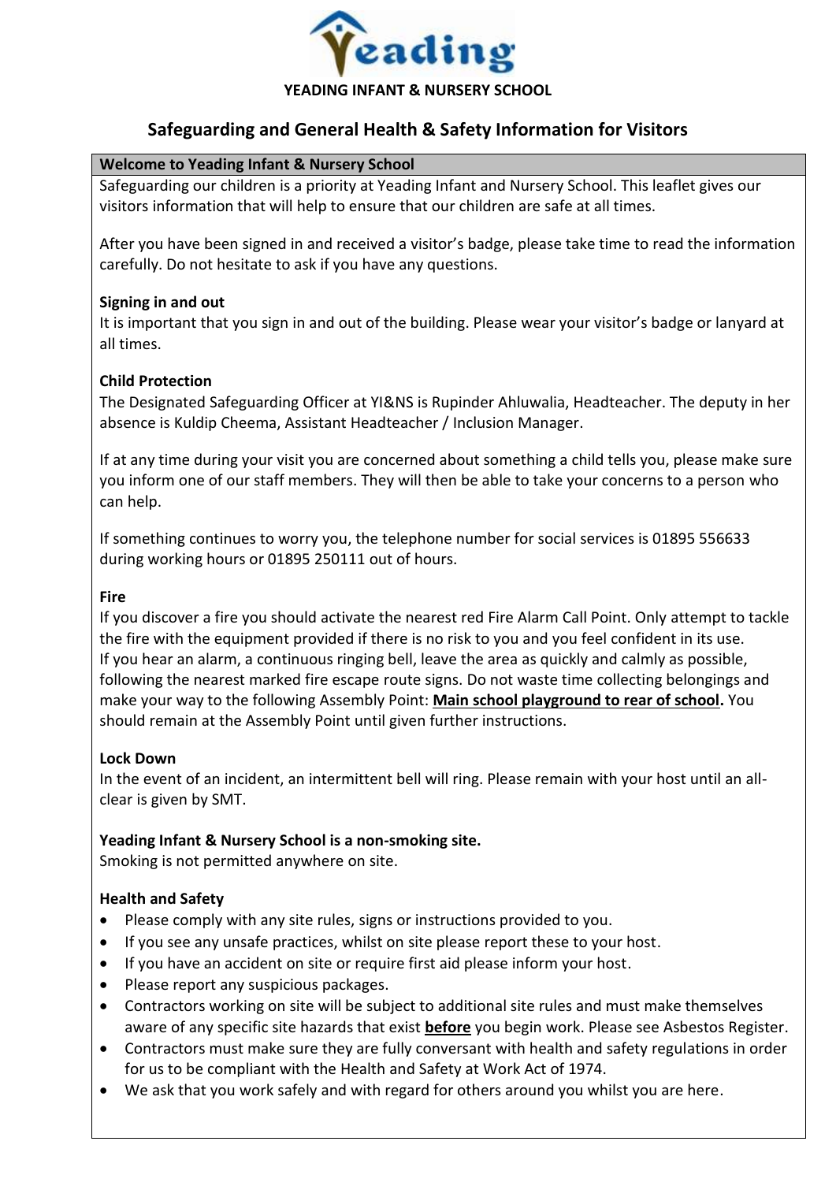Yeading

**YEADING INFANT & NURSERY SCHOOL**

# Safeguarding and General Health & Safety Information for Visitors

## Welcome to Yeading Infant & Nursery School

Safeguarding our children is a priority at Yeading Infant and Nursery School. This leaflet gives our visitors information that will help to ensure that our children are safe at all times.

After you have been signed in and received a visitor's badge, please take time to read the information carefully. Do not hesitate to ask if you have any questions.

### Signing in and out

It is important that you sign in and out of the building. Please wear your visitor's badge or lanyard at all times.

### Child Protection

The Designated Safeguarding Officer at YI&NS is Rupinder Ahluwalia, Headteacher. The deputy in her absence is Kuldip Cheema, Assistant Headteacher / Inclusion Manager.

If at any time during your visit you are concerned about something a child tells you, please make sure you inform one of our staff members. They will then be able to take your concerns to a person who can help.

If something continues to worry you, the telephone number for social services is 01895 556633 during working hours or 01895 250111 out of hours.

### Fire

If you discover a fire you should activate the nearest red Fire Alarm Call Point. Only attempt to tackle the fire with the equipment provided if there is no risk to you and you feel confident in its use.
If you hear an alarm, a continuous ringing bell, leave the area as quickly and calmly as possible, following the nearest marked fire escape route signs. Do not waste time collecting belongings and make your way to the following Assembly Point: **Main school playground to rear of school.** You should remain at the Assembly Point until given further instructions.

### Lock Down

In the event of an incident, an intermittent bell will ring. Please remain with your host until an all-clear is given by SMT.

### Yeading Infant & Nursery School is a non-smoking site.

Smoking is not permitted anywhere on site.

### Health and Safety

- Please comply with any site rules, signs or instructions provided to you.
- If you see any unsafe practices, whilst on site please report these to your host.
- If you have an accident on site or require first aid please inform your host.
- Please report any suspicious packages.
- Contractors working on site will be subject to additional site rules and must make themselves aware of any specific site hazards that exist **before** you begin work. Please see Asbestos Register.
- Contractors must make sure they are fully conversant with health and safety regulations in order for us to be compliant with the Health and Safety at Work Act of 1974.
- We ask that you work safely and with regard for others around you whilst you are here.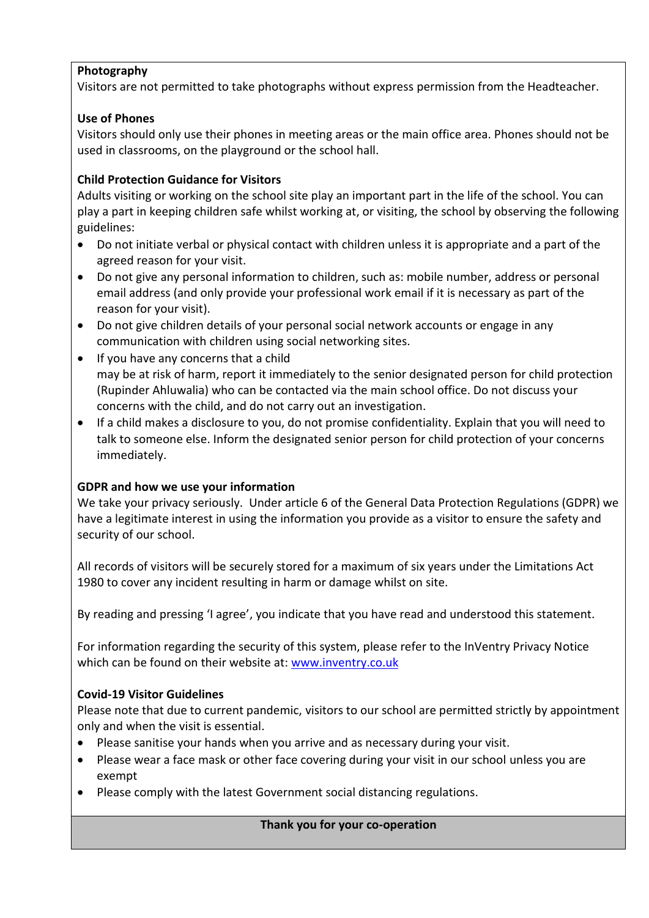**Photography**

Visitors are not permitted to take photographs without express permission from the Headteacher.

**Use of Phones**

Visitors should only use their phones in meeting areas or the main office area. Phones should not be used in classrooms, on the playground or the school hall.

**Child Protection Guidance for Visitors**

Adults visiting or working on the school site play an important part in the life of the school. You can play a part in keeping children safe whilst working at, or visiting, the school by observing the following guidelines:

- Do not initiate verbal or physical contact with children unless it is appropriate and a part of the agreed reason for your visit.
- Do not give any personal information to children, such as: mobile number, address or personal email address (and only provide your professional work email if it is necessary as part of the reason for your visit).
- Do not give children details of your personal social network accounts or engage in any communication with children using social networking sites.
- If you have any concerns that a child may be at risk of harm, report it immediately to the senior designated person for child protection (Rupinder Ahluwalia) who can be contacted via the main school office. Do not discuss your concerns with the child, and do not carry out an investigation.
- If a child makes a disclosure to you, do not promise confidentiality. Explain that you will need to talk to someone else. Inform the designated senior person for child protection of your concerns immediately.

**GDPR and how we use your information**

We take your privacy seriously. Under article 6 of the General Data Protection Regulations (GDPR) we have a legitimate interest in using the information you provide as a visitor to ensure the safety and security of our school.

All records of visitors will be securely stored for a maximum of six years under the Limitations Act 1980 to cover any incident resulting in harm or damage whilst on site.

By reading and pressing 'I agree', you indicate that you have read and understood this statement.

For information regarding the security of this system, please refer to the InVentry Privacy Notice which can be found on their website at: [www.inventry.co.uk](www.inventry.co.uk)

**Covid-19 Visitor Guidelines**

Please note that due to current pandemic, visitors to our school are permitted strictly by appointment only and when the visit is essential.

- Please sanitise your hands when you arrive and as necessary during your visit.
- Please wear a face mask or other face covering during your visit in our school unless you are exempt
- Please comply with the latest Government social distancing regulations.

**Thank you for your co-operation**